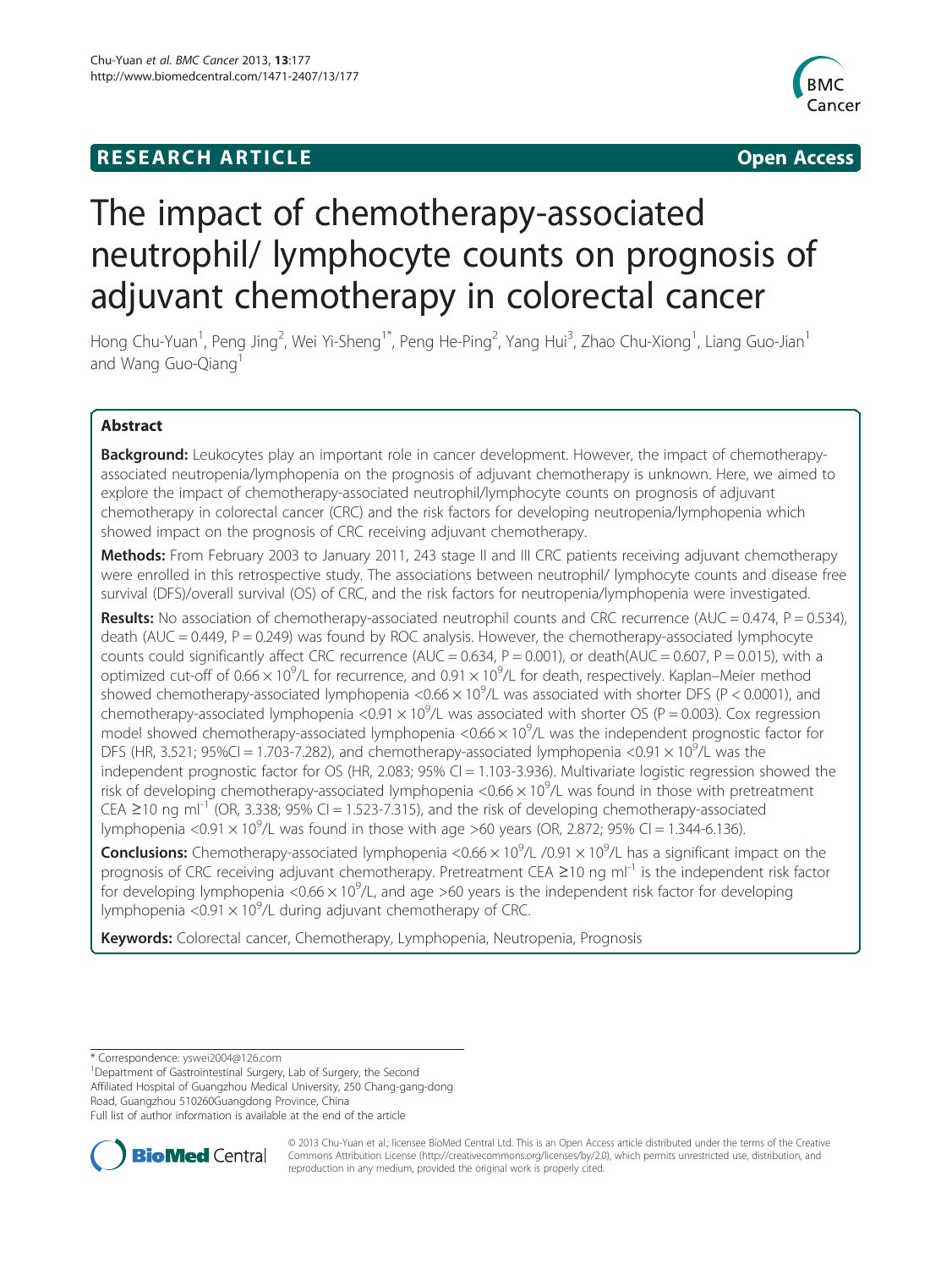**RESEARCH ARTICLE** **Open Access**

# The impact of chemotherapy-associated neutrophil/ lymphocyte counts on prognosis of adjuvant chemotherapy in colorectal cancer

Hong Chu-Yuan[1], Peng Jing[2], Wei Yi-Sheng[1*], Peng He-Ping[2], Yang Hui[3], Zhao Chu-Xiong[1], Liang Guo-Jian[1] and Wang Guo-Qiang[1]

## Abstract

**Background:** Leukocytes play an important role in cancer development. However, the impact of chemotherapy-associated neutropenia/lymphopenia on the prognosis of adjuvant chemotherapy is unknown. Here, we aimed to explore the impact of chemotherapy-associated neutrophil/lymphocyte counts on prognosis of adjuvant chemotherapy in colorectal cancer (CRC) and the risk factors for developing neutropenia/lymphopenia which showed impact on the prognosis of CRC receiving adjuvant chemotherapy.

**Methods:** From February 2003 to January 2011, 243 stage II and III CRC patients receiving adjuvant chemotherapy were enrolled in this retrospective study. The associations between neutrophil/ lymphocyte counts and disease free survival (DFS)/overall survival (OS) of CRC, and the risk factors for neutropenia/lymphopenia were investigated.

**Results:** No association of chemotherapy-associated neutrophil counts and CRC recurrence (AUC = 0.474, P = 0.534), death (AUC = 0.449, P = 0.249) was found by ROC analysis. However, the chemotherapy-associated lymphocyte counts could significantly affect CRC recurrence (AUC = 0.634, P = 0.001), or death(AUC = 0.607, P = 0.015), with a optimized cut-off of $0.66 \times 10^9$/L for recurrence, and $0.91 \times 10^9$/L for death, respectively. Kaplan–Meier method showed chemotherapy-associated lymphopenia $<0.66 \times 10^9$/L was associated with shorter DFS (P < 0.0001), and chemotherapy-associated lymphopenia $<0.91 \times 10^9$/L was associated with shorter OS (P = 0.003). Cox regression model showed chemotherapy-associated lymphopenia $<0.66 \times 10^9$/L was the independent prognostic factor for DFS (HR, 3.521; 95%CI = 1.703-7.282), and chemotherapy-associated lymphopenia $<0.91 \times 10^9$/L was the independent prognostic factor for OS (HR, 2.083; 95% CI = 1.103-3.936). Multivariate logistic regression showed the risk of developing chemotherapy-associated lymphopenia $<0.66 \times 10^9$/L was found in those with pretreatment CEA ≥10 ng $ml^{-1}$ (OR, 3.338; 95% CI = 1.523-7.315), and the risk of developing chemotherapy-associated lymphopenia $<0.91 \times 10^9$/L was found in those with age >60 years (OR, 2.872; 95% CI = 1.344-6.136).

**Conclusions:** Chemotherapy-associated lymphopenia $<0.66 \times 10^9$/L /$0.91 \times 10^9$/L has a significant impact on the prognosis of CRC receiving adjuvant chemotherapy. Pretreatment CEA ≥10 ng $ml^{-1}$ is the independent risk factor for developing lymphopenia $<0.66 \times 10^9$/L, and age >60 years is the independent risk factor for developing lymphopenia $<0.91 \times 10^9$/L during adjuvant chemotherapy of CRC.

**Keywords:** Colorectal cancer, Chemotherapy, Lymphopenia, Neutropenia, Prognosis

---

\* Correspondence: yswei2004@126.com

[1]Department of Gastrointestinal Surgery, Lab of Surgery, the Second Affiliated Hospital of Guangzhou Medical University, 250 Chang-gang-dong Road, Guangzhou 510260Guangdong Province, China

Full list of author information is available at the end of the article

© 2013 Chu-Yuan et al.; licensee BioMed Central Ltd. This is an Open Access article distributed under the terms of the Creative Commons Attribution License (http://creativecommons.org/licenses/by/2.0), which permits unrestricted use, distribution, and reproduction in any medium, provided the original work is properly cited.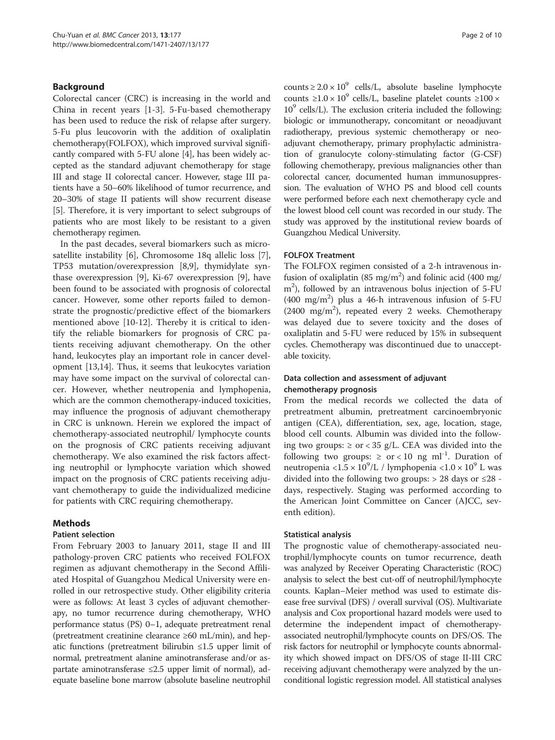## Background

Colorectal cancer (CRC) is increasing in the world and China in recent years [1-3]. 5-Fu-based chemotherapy has been used to reduce the risk of relapse after surgery. 5-Fu plus leucovorin with the addition of oxaliplatin chemotherapy(FOLFOX), which improved survival significantly compared with 5-FU alone [4], has been widely accepted as the standard adjuvant chemotherapy for stage III and stage II colorectal cancer. However, stage III patients have a 50–60% likelihood of tumor recurrence, and 20–30% of stage II patients will show recurrent disease [5]. Therefore, it is very important to select subgroups of patients who are most likely to be resistant to a given chemotherapy regimen.

In the past decades, several biomarkers such as microsatellite instability [6], Chromosome 18q allelic loss [7], TP53 mutation/overexpression [8,9], thymidylate synthase overexpression [9], Ki-67 overexpression [9], have been found to be associated with prognosis of colorectal cancer. However, some other reports failed to demonstrate the prognostic/predictive effect of the biomarkers mentioned above [10-12]. Thereby it is critical to identify the reliable biomarkers for prognosis of CRC patients receiving adjuvant chemotherapy. On the other hand, leukocytes play an important role in cancer development [13,14]. Thus, it seems that leukocytes variation may have some impact on the survival of colorectal cancer. However, whether neutropenia and lymphopenia, which are the common chemotherapy-induced toxicities, may influence the prognosis of adjuvant chemotherapy in CRC is unknown. Herein we explored the impact of chemotherapy-associated neutrophil/ lymphocyte counts on the prognosis of CRC patients receiving adjuvant chemotherapy. We also examined the risk factors affecting neutrophil or lymphocyte variation which showed impact on the prognosis of CRC patients receiving adjuvant chemotherapy to guide the individualized medicine for patients with CRC requiring chemotherapy.

## Methods

### Patient selection

From February 2003 to January 2011, stage II and III pathology-proven CRC patients who received FOLFOX regimen as adjuvant chemotherapy in the Second Affiliated Hospital of Guangzhou Medical University were enrolled in our retrospective study. Other eligibility criteria were as follows: At least 3 cycles of adjuvant chemotherapy, no tumor recurrence during chemotherapy, WHO performance status (PS) 0–1, adequate pretreatment renal (pretreatment creatinine clearance ≥60 mL/min), and hepatic functions (pretreatment bilirubin ≤1.5 upper limit of normal, pretreatment alanine aminotransferase and/or aspartate aminotransferase ≤2.5 upper limit of normal), adequate baseline bone marrow (absolute baseline neutrophil counts $\geq 2.0 \times 10^9$ cells/L, absolute baseline lymphocyte counts $\geq 1.0 \times 10^9$ cells/L, baseline platelet counts $\geq 100 \times 10^9$ cells/L). The exclusion criteria included the following: biologic or immunotherapy, concomitant or neoadjuvant radiotherapy, previous systemic chemotherapy or neoadjuvant chemotherapy, primary prophylactic administration of granulocyte colony-stimulating factor (G-CSF) following chemotherapy, previous malignancies other than colorectal cancer, documented human immunosuppression. The evaluation of WHO PS and blood cell counts were performed before each next chemotherapy cycle and the lowest blood cell count was recorded in our study. The study was approved by the institutional review boards of Guangzhou Medical University.

### FOLFOX Treatment

The FOLFOX regimen consisted of a 2-h intravenous infusion of oxaliplatin (85 $mg/m^2$) and folinic acid (400 $mg/m^2$), followed by an intravenous bolus injection of 5-FU (400 $mg/m^2$) plus a 46-h intravenous infusion of 5-FU (2400 $mg/m^2$), repeated every 2 weeks. Chemotherapy was delayed due to severe toxicity and the doses of oxaliplatin and 5-FU were reduced by 15% in subsequent cycles. Chemotherapy was discontinued due to unacceptable toxicity.

### Data collection and assessment of adjuvant chemotherapy prognosis

From the medical records we collected the data of pretreatment albumin, pretreatment carcinoembryonic antigen (CEA), differentiation, sex, age, location, stage, blood cell counts. Albumin was divided into the following two groups: ≥ or < 35 g/L. CEA was divided into the following two groups: ≥ or < 10 ng $ml^{-1}$. Duration of neutropenia $<1.5 \times 10^9$/L / lymphopenia $<1.0 \times 10^9$ L was divided into the following two groups: > 28 days or ≤28 -days, respectively. Staging was performed according to the American Joint Committee on Cancer (AJCC, seventh edition).

### Statistical analysis

The prognostic value of chemotherapy-associated neutrophil/lymphocytes counts on tumor recurrence, death was analyzed by Receiver Operating Characteristic (ROC) analysis to select the best cut-off of neutrophil/lymphocyte counts. Kaplan–Meier method was used to estimate disease free survival (DFS) / overall survival (OS). Multivariate analysis and Cox proportional hazard models were used to determine the independent impact of chemotherapy-associated neutrophil/lymphocyte counts on DFS/OS. The risk factors for neutrophil or lymphocyte counts abnormality which showed impact on DFS/OS of stage II-III CRC receiving adjuvant chemotherapy were analyzed by the unconditional logistic regression model. All statistical analyses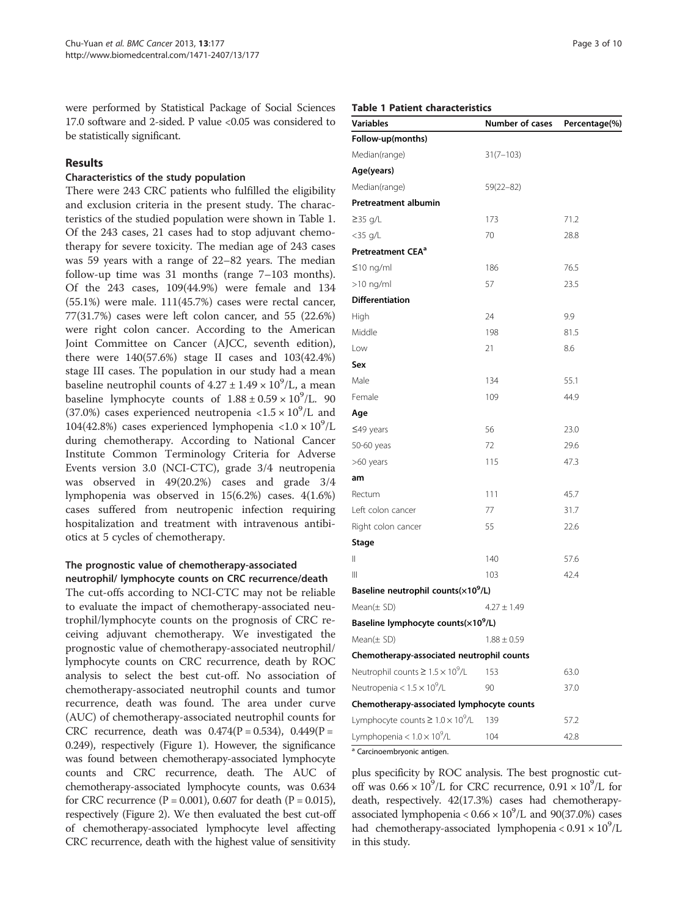were performed by Statistical Package of Social Sciences 17.0 software and 2-sided. P value <0.05 was considered to be statistically significant.

## Results

### Characteristics of the study population

There were 243 CRC patients who fulfilled the eligibility and exclusion criteria in the present study. The characteristics of the studied population were shown in Table 1. Of the 243 cases, 21 cases had to stop adjuvant chemotherapy for severe toxicity. The median age of 243 cases was 59 years with a range of 22–82 years. The median follow-up time was 31 months (range 7–103 months). Of the 243 cases, 109(44.9%) were female and 134 (55.1%) were male. 111(45.7%) cases were rectal cancer, 77(31.7%) cases were left colon cancer, and 55 (22.6%) were right colon cancer. According to the American Joint Committee on Cancer (AJCC, seventh edition), there were 140(57.6%) stage II cases and 103(42.4%) stage III cases. The population in our study had a mean baseline neutrophil counts of $4.27 \pm 1.49 \times 10^9$/L, a mean baseline lymphocyte counts of $1.88 \pm 0.59 \times 10^9$/L. 90 (37.0%) cases experienced neutropenia $<1.5 \times 10^9$/L and 104(42.8%) cases experienced lymphopenia $<1.0 \times 10^9$/L during chemotherapy. According to National Cancer Institute Common Terminology Criteria for Adverse Events version 3.0 (NCI-CTC), grade 3/4 neutropenia was observed in 49(20.2%) cases and grade 3/4 lymphopenia was observed in 15(6.2%) cases. 4(1.6%) cases suffered from neutropenic infection requiring hospitalization and treatment with intravenous antibiotics at 5 cycles of chemotherapy.

### The prognostic value of chemotherapy-associated neutrophil/ lymphocyte counts on CRC recurrence/death

The cut-offs according to NCI-CTC may not be reliable to evaluate the impact of chemotherapy-associated neutrophil/lymphocyte counts on the prognosis of CRC receiving adjuvant chemotherapy. We investigated the prognostic value of chemotherapy-associated neutrophil/ lymphocyte counts on CRC recurrence, death by ROC analysis to select the best cut-off. No association of chemotherapy-associated neutrophil counts and tumor recurrence, death was found. The area under curve (AUC) of chemotherapy-associated neutrophil counts for CRC recurrence, death was 0.474(P = 0.534), 0.449(P = 0.249), respectively (Figure 1). However, the significance was found between chemotherapy-associated lymphocyte counts and CRC recurrence, death. The AUC of chemotherapy-associated lymphocyte counts, was 0.634 for CRC recurrence (P = 0.001), 0.607 for death (P = 0.015), respectively (Figure 2). We then evaluated the best cut-off of chemotherapy-associated lymphocyte level affecting CRC recurrence, death with the highest value of sensitivity plus specificity by ROC analysis. The best prognostic cut-off was $0.66 \times 10^9$/L for CRC recurrence, $0.91 \times 10^9$/L for death, respectively. 42(17.3%) cases had chemotherapy-associated lymphopenia $< 0.66 \times 10^9$/L and 90(37.0%) cases had chemotherapy-associated lymphopenia $< 0.91 \times 10^9$/L in this study.

**Table 1 Patient characteristics**

| Variables | Number of cases | Percentage(%) |
|---|---|---|
| **Follow-up(months)** | | |
| Median(range) | 31(7–103) | |
| **Age(years)** | | |
| Median(range) | 59(22–82) | |
| **Pretreatment albumin** | | |
| ≥35 g/L | 173 | 71.2 |
| <35 g/L | 70 | 28.8 |
| **Pretreatment CEA[a]** | | |
| ≤10 ng/ml | 186 | 76.5 |
| >10 ng/ml | 57 | 23.5 |
| **Differentiation** | | |
| High | 24 | 9.9 |
| Middle | 198 | 81.5 |
| Low | 21 | 8.6 |
| **Sex** | | |
| Male | 134 | 55.1 |
| Female | 109 | 44.9 |
| **Age** | | |
| ≤49 years | 56 | 23.0 |
| 50-60 yeas | 72 | 29.6 |
| >60 years | 115 | 47.3 |
| **am** | | |
| Rectum | 111 | 45.7 |
| Left colon cancer | 77 | 31.7 |
| Right colon cancer | 55 | 22.6 |
| **Stage** | | |
| II | 140 | 57.6 |
| III | 103 | 42.4 |
| **Baseline neutrophil counts($\times 10^9$/L)** | | |
| Mean(± SD) | 4.27 ± 1.49 | |
| **Baseline lymphocyte counts($\times 10^9$/L)** | | |
| Mean(± SD) | 1.88 ± 0.59 | |
| **Chemotherapy-associated neutrophil counts** | | |
| Neutrophil counts $\geq 1.5 \times 10^9$/L | 153 | 63.0 |
| Neutropenia $< 1.5 \times 10^9$/L | 90 | 37.0 |
| **Chemotherapy-associated lymphocyte counts** | | |
| Lymphocyte counts $\geq 1.0 \times 10^9$/L | 139 | 57.2 |
| Lymphopenia $< 1.0 \times 10^9$/L | 104 | 42.8 |

[a] Carcinoembryonic antigen.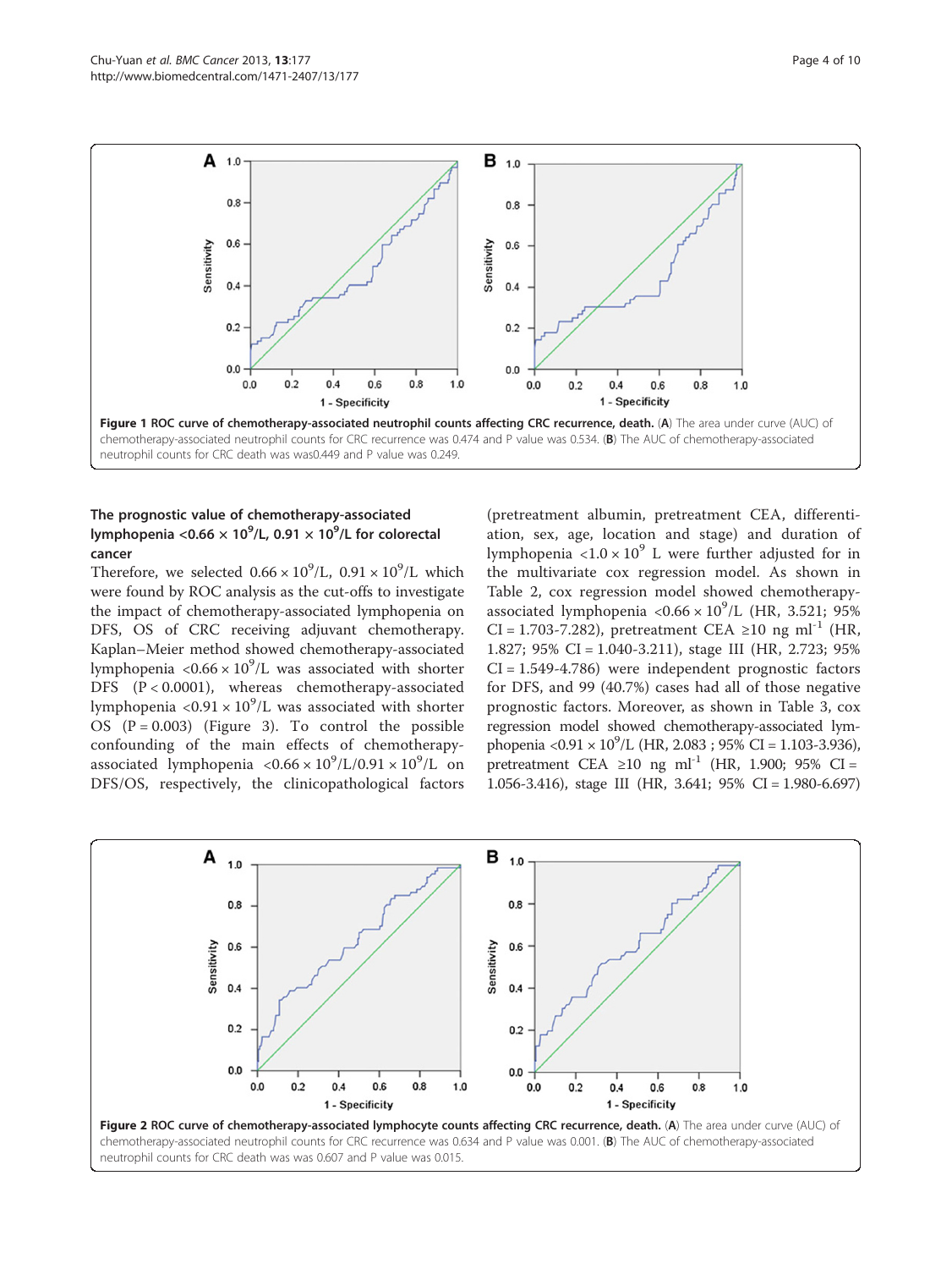**Figure 1 ROC curve of chemotherapy-associated neutrophil counts affecting CRC recurrence, death.** (**A**) The area under curve (AUC) of chemotherapy-associated neutrophil counts for CRC recurrence was 0.474 and P value was 0.534. (**B**) The AUC of chemotherapy-associated neutrophil counts for CRC death was was0.449 and P value was 0.249.

### The prognostic value of chemotherapy-associated lymphopenia <0.66 × $10^9$/L, 0.91 × $10^9$/L for colorectal cancer

Therefore, we selected $0.66 \times 10^9$/L, $0.91 \times 10^9$/L which were found by ROC analysis as the cut-offs to investigate the impact of chemotherapy-associated lymphopenia on DFS, OS of CRC receiving adjuvant chemotherapy. Kaplan–Meier method showed chemotherapy-associated lymphopenia $<0.66 \times 10^9$/L was associated with shorter DFS ($P < 0.0001$), whereas chemotherapy-associated lymphopenia $<0.91 \times 10^9$/L was associated with shorter OS ($P = 0.003$) (Figure 3). To control the possible confounding of the main effects of chemotherapy-associated lymphopenia $<0.66 \times 10^9$/L/$0.91 \times 10^9$/L on DFS/OS, respectively, the clinicopathological factors (pretreatment albumin, pretreatment CEA, differentiation, sex, age, location and stage) and duration of lymphopenia $<1.0 \times 10^9$ L were further adjusted for in the multivariate cox regression model. As shown in Table 2, cox regression model showed chemotherapy-associated lymphopenia $<0.66 \times 10^9$/L (HR, 3.521; 95% CI = 1.703-7.282), pretreatment CEA ≥10 ng $ml^{-1}$ (HR, 1.827; 95% CI = 1.040-3.211), stage III (HR, 2.723; 95% CI = 1.549-4.786) were independent prognostic factors for DFS, and 99 (40.7%) cases had all of those negative prognostic factors. Moreover, as shown in Table 3, cox regression model showed chemotherapy-associated lymphopenia $<0.91 \times 10^9$/L (HR, 2.083 ; 95% CI = 1.103-3.936), pretreatment CEA ≥10 ng $ml^{-1}$ (HR, 1.900; 95% CI = 1.056-3.416), stage III (HR, 3.641; 95% CI = 1.980-6.697)

**Figure 2 ROC curve of chemotherapy-associated lymphocyte counts affecting CRC recurrence, death.** (**A**) The area under curve (AUC) of chemotherapy-associated neutrophil counts for CRC recurrence was 0.634 and P value was 0.001. (**B**) The AUC of chemotherapy-associated neutrophil counts for CRC death was was 0.607 and P value was 0.015.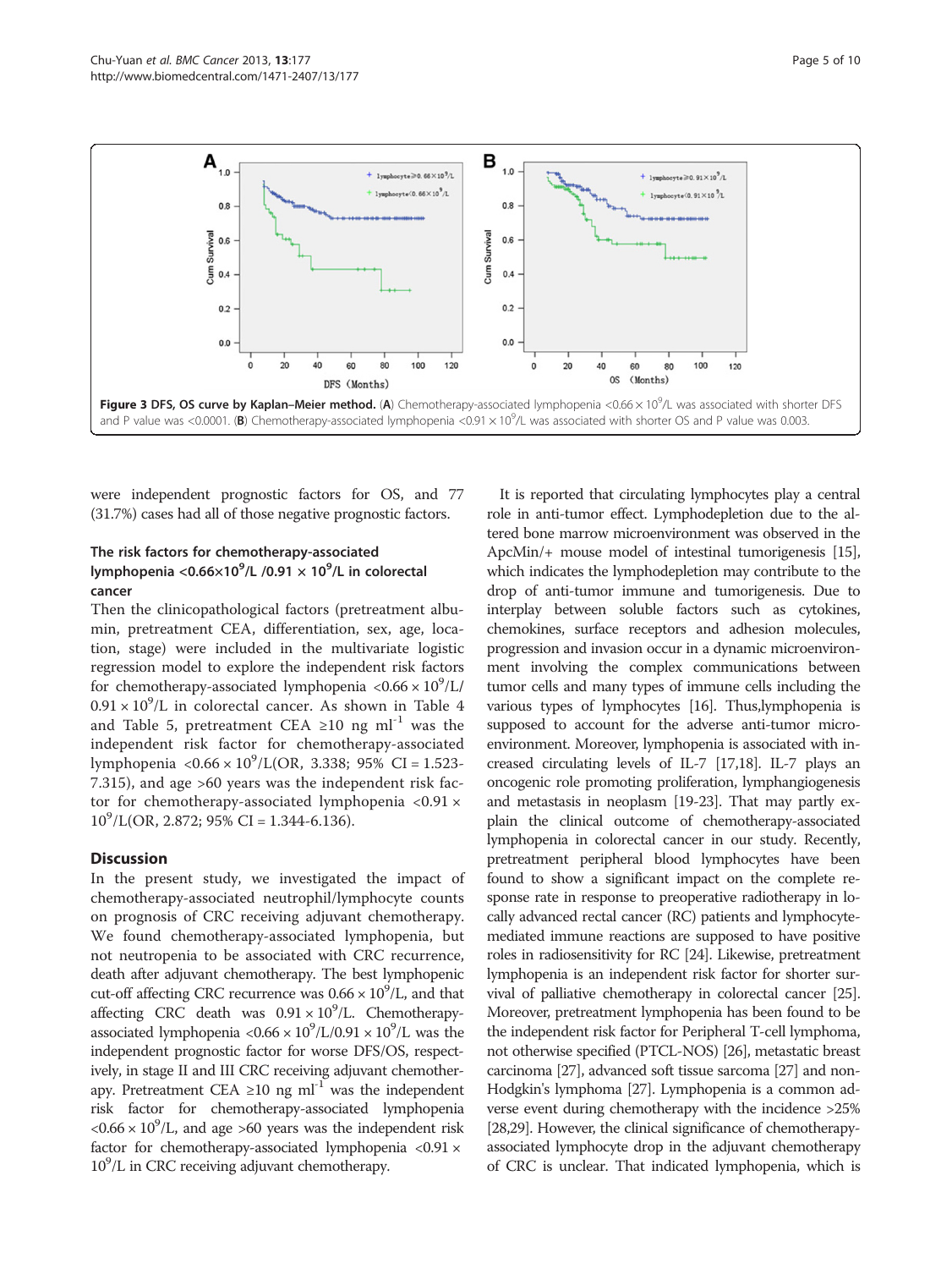**Figure 3 DFS, OS curve by Kaplan–Meier method.** (**A**) Chemotherapy-associated lymphopenia $<0.66 \times 10^9$/L was associated with shorter DFS and P value was <0.0001. (**B**) Chemotherapy-associated lymphopenia $<0.91 \times 10^9$/L was associated with shorter OS and P value was 0.003.

were independent prognostic factors for OS, and 77 (31.7%) cases had all of those negative prognostic factors.

### The risk factors for chemotherapy-associated lymphopenia $<0.66\times10^9$/L /$0.91 \times 10^9$/L in colorectal cancer

Then the clinicopathological factors (pretreatment albumin, pretreatment CEA, differentiation, sex, age, location, stage) were included in the multivariate logistic regression model to explore the independent risk factors for chemotherapy-associated lymphopenia $<0.66 \times 10^9$/L/ $0.91 \times 10^9$/L in colorectal cancer. As shown in Table 4 and Table 5, pretreatment CEA ≥10 ng $ml^{-1}$ was the independent risk factor for chemotherapy-associated lymphopenia $<0.66 \times 10^9$/L(OR, 3.338; 95% CI = 1.523-7.315), and age >60 years was the independent risk factor for chemotherapy-associated lymphopenia $<0.91 \times 10^9$/L(OR, 2.872; 95% CI = 1.344-6.136).

## Discussion

In the present study, we investigated the impact of chemotherapy-associated neutrophil/lymphocyte counts on prognosis of CRC receiving adjuvant chemotherapy. We found chemotherapy-associated lymphopenia, but not neutropenia to be associated with CRC recurrence, death after adjuvant chemotherapy. The best lymphopenic cut-off affecting CRC recurrence was $0.66 \times 10^9$/L, and that affecting CRC death was $0.91 \times 10^9$/L. Chemotherapy-associated lymphopenia $<0.66 \times 10^9$/L/$0.91 \times 10^9$/L was the independent prognostic factor for worse DFS/OS, respectively, in stage II and III CRC receiving adjuvant chemotherapy. Pretreatment CEA ≥10 ng $ml^{-1}$ was the independent risk factor for chemotherapy-associated lymphopenia $<0.66 \times 10^9$/L, and age >60 years was the independent risk factor for chemotherapy-associated lymphopenia $<0.91 \times 10^9$/L in CRC receiving adjuvant chemotherapy.

It is reported that circulating lymphocytes play a central role in anti-tumor effect. Lymphodepletion due to the altered bone marrow microenvironment was observed in the ApcMin/+ mouse model of intestinal tumorigenesis [15], which indicates the lymphodepletion may contribute to the drop of anti-tumor immune and tumorigenesis. Due to interplay between soluble factors such as cytokines, chemokines, surface receptors and adhesion molecules, progression and invasion occur in a dynamic microenvironment involving the complex communications between tumor cells and many types of immune cells including the various types of lymphocytes [16]. Thus,lymphopenia is supposed to account for the adverse anti-tumor microenvironment. Moreover, lymphopenia is associated with increased circulating levels of IL-7 [17,18]. IL-7 plays an oncogenic role promoting proliferation, lymphangiogenesis and metastasis in neoplasm [19-23]. That may partly explain the clinical outcome of chemotherapy-associated lymphopenia in colorectal cancer in our study. Recently, pretreatment peripheral blood lymphocytes have been found to show a significant impact on the complete response rate in response to preoperative radiotherapy in locally advanced rectal cancer (RC) patients and lymphocyte-mediated immune reactions are supposed to have positive roles in radiosensitivity for RC [24]. Likewise, pretreatment lymphopenia is an independent risk factor for shorter survival of palliative chemotherapy in colorectal cancer [25]. Moreover, pretreatment lymphopenia has been found to be the independent risk factor for Peripheral T-cell lymphoma, not otherwise specified (PTCL-NOS) [26], metastatic breast carcinoma [27], advanced soft tissue sarcoma [27] and non-Hodgkin's lymphoma [27]. Lymphopenia is a common adverse event during chemotherapy with the incidence >25% [28,29]. However, the clinical significance of chemotherapy-associated lymphocyte drop in the adjuvant chemotherapy of CRC is unclear. That indicated lymphopenia, which is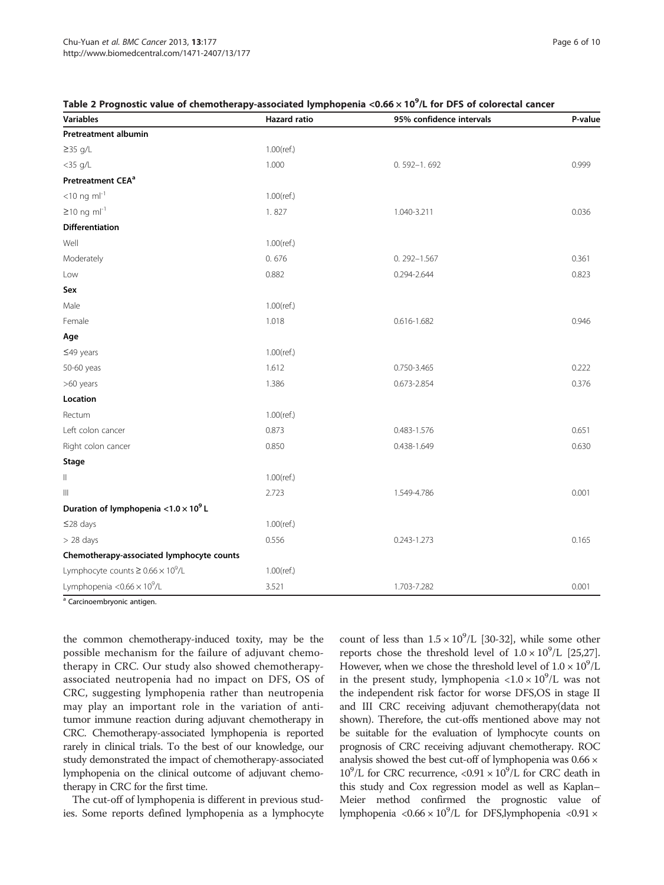**Table 2 Prognostic value of chemotherapy-associated lymphopenia <0.66 × 10$^9$/L for DFS of colorectal cancer**

| Variables | Hazard ratio | 95% confidence intervals | P-value |
|---|---|---|---|
| **Pretreatment albumin** | | | |
| ≥35 g/L | 1.00(ref.) | | |
| <35 g/L | 1.000 | 0. 592–1. 692 | 0.999 |
| **Pretreatment CEA[a]** | | | |
| <10 ng ml$^{-1}$ | 1.00(ref.) | | |
| ≥10 ng ml$^{-1}$ | 1. 827 | 1.040-3.211 | 0.036 |
| **Differentiation** | | | |
| Well | 1.00(ref.) | | |
| Moderately | 0. 676 | 0. 292–1.567 | 0.361 |
| Low | 0.882 | 0.294-2.644 | 0.823 |
| **Sex** | | | |
| Male | 1.00(ref.) | | |
| Female | 1.018 | 0.616-1.682 | 0.946 |
| **Age** | | | |
| ≤49 years | 1.00(ref.) | | |
| 50-60 yeas | 1.612 | 0.750-3.465 | 0.222 |
| >60 years | 1.386 | 0.673-2.854 | 0.376 |
| **Location** | | | |
| Rectum | 1.00(ref.) | | |
| Left colon cancer | 0.873 | 0.483-1.576 | 0.651 |
| Right colon cancer | 0.850 | 0.438-1.649 | 0.630 |
| **Stage** | | | |
| II | 1.00(ref.) | | |
| III | 2.723 | 1.549-4.786 | 0.001 |
| **Duration of lymphopenia <1.0 × 10$^9$ L** | | | |
| ≤28 days | 1.00(ref.) | | |
| > 28 days | 0.556 | 0.243-1.273 | 0.165 |
| **Chemotherapy-associated lymphocyte counts** | | | |
| Lymphocyte counts ≥ 0.66 × 10$^9$/L | 1.00(ref.) | | |
| Lymphopenia <0.66 × 10$^9$/L | 3.521 | 1.703-7.282 | 0.001 |

[a] Carcinoembryonic antigen.

the common chemotherapy-induced toxity, may be the possible mechanism for the failure of adjuvant chemotherapy in CRC. Our study also showed chemotherapy-associated neutropenia had no impact on DFS, OS of CRC, suggesting lymphopenia rather than neutropenia may play an important role in the variation of anti-tumor immune reaction during adjuvant chemotherapy in CRC. Chemotherapy-associated lymphopenia is reported rarely in clinical trials. To the best of our knowledge, our study demonstrated the impact of chemotherapy-associated lymphopenia on the clinical outcome of adjuvant chemotherapy in CRC for the first time.

The cut-off of lymphopenia is different in previous studies. Some reports defined lymphopenia as a lymphocyte count of less than $1.5 \times 10^9$/L [30-32], while some other reports chose the threshold level of $1.0 \times 10^9$/L [25,27]. However, when we chose the threshold level of $1.0 \times 10^9$/L in the present study, lymphopenia $<1.0 \times 10^9$/L was not the independent risk factor for worse DFS,OS in stage II and III CRC receiving adjuvant chemotherapy(data not shown). Therefore, the cut-offs mentioned above may not be suitable for the evaluation of lymphocyte counts on prognosis of CRC receiving adjuvant chemotherapy. ROC analysis showed the best cut-off of lymphopenia was $0.66 \times 10^9$/L for CRC recurrence, $<0.91 \times 10^9$/L for CRC death in this study and Cox regression model as well as Kaplan–Meier method confirmed the prognostic value of lymphopenia $<0.66 \times 10^9$/L for DFS,lymphopenia $<0.91 \times$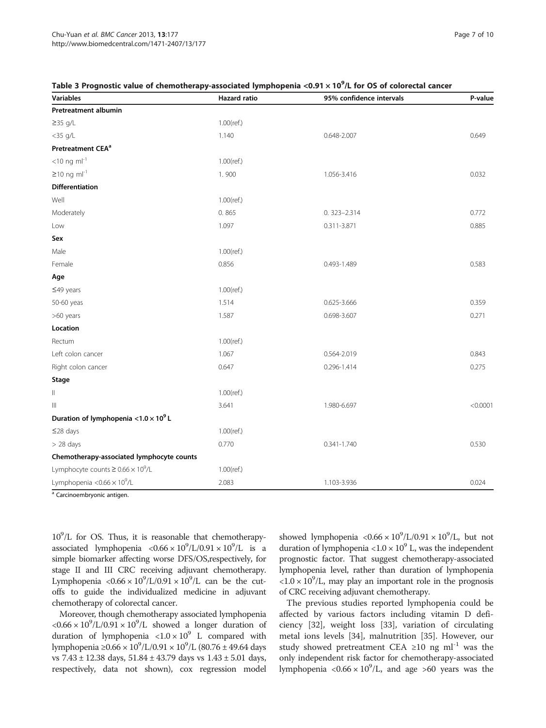**Table 3 Prognostic value of chemotherapy-associated lymphopenia <0.91 × $10^9$/L for OS of colorectal cancer**

| Variables | Hazard ratio | 95% confidence intervals | P-value |
|---|---|---|---|
| **Pretreatment albumin** | | | |
| ≥35 g/L | 1.00(ref.) | | |
| <35 g/L | 1.140 | 0.648-2.007 | 0.649 |
| **Pretreatment CEA[a]** | | | |
| <10 ng $ml^{-1}$ | 1.00(ref.) | | |
| ≥10 ng $ml^{-1}$ | 1. 900 | 1.056-3.416 | 0.032 |
| **Differentiation** | | | |
| Well | 1.00(ref.) | | |
| Moderately | 0. 865 | 0. 323–2.314 | 0.772 |
| Low | 1.097 | 0.311-3.871 | 0.885 |
| **Sex** | | | |
| Male | 1.00(ref.) | | |
| Female | 0.856 | 0.493-1.489 | 0.583 |
| **Age** | | | |
| ≤49 years | 1.00(ref.) | | |
| 50-60 yeas | 1.514 | 0.625-3.666 | 0.359 |
| >60 years | 1.587 | 0.698-3.607 | 0.271 |
| **Location** | | | |
| Rectum | 1.00(ref.) | | |
| Left colon cancer | 1.067 | 0.564-2.019 | 0.843 |
| Right colon cancer | 0.647 | 0.296-1.414 | 0.275 |
| **Stage** | | | |
| II | 1.00(ref.) | | |
| III | 3.641 | 1.980-6.697 | <0.0001 |
| **Duration of lymphopenia <1.0 × $10^9$ L** | | | |
| ≤28 days | 1.00(ref.) | | |
| > 28 days | 0.770 | 0.341-1.740 | 0.530 |
| **Chemotherapy-associated lymphocyte counts** | | | |
| Lymphocyte counts ≥ 0.66 × $10^9$/L | 1.00(ref.) | | |
| Lymphopenia <0.66 × $10^9$/L | 2.083 | 1.103-3.936 | 0.024 |

[a] Carcinoembryonic antigen.

$10^9$/L for OS. Thus, it is reasonable that chemotherapy-associated lymphopenia <0.66 × $10^9$/L/0.91 × $10^9$/L is a simple biomarker affecting worse DFS/OS,respectively, for stage II and III CRC receiving adjuvant chemotherapy. Lymphopenia <0.66 × $10^9$/L/0.91 × $10^9$/L can be the cut-offs to guide the individualized medicine in adjuvant chemotherapy of colorectal cancer.

Moreover, though chemotherapy associated lymphopenia <0.66 × $10^9$/L/0.91 × $10^9$/L showed a longer duration of duration of lymphopenia <1.0 × $10^9$ L compared with lymphopenia ≥0.66 × $10^9$/L/0.91 × $10^9$/L (80.76 ± 49.64 days vs 7.43 ± 12.38 days, 51.84 ± 43.79 days vs 1.43 ± 5.01 days, respectively, data not shown), cox regression model showed lymphopenia <0.66 × $10^9$/L/0.91 × $10^9$/L, but not duration of lymphopenia <1.0 × $10^9$ L, was the independent prognostic factor. That suggest chemotherapy-associated lymphopenia level, rather than duration of lymphopenia <1.0 × $10^9$/L, may play an important role in the prognosis of CRC receiving adjuvant chemotherapy.

The previous studies reported lymphopenia could be affected by various factors including vitamin D deficiency [32], weight loss [33], variation of circulating metal ions levels [34], malnutrition [35]. However, our study showed pretreatment CEA ≥10 ng $ml^{-1}$ was the only independent risk factor for chemotherapy-associated lymphopenia <0.66 × $10^9$/L, and age >60 years was the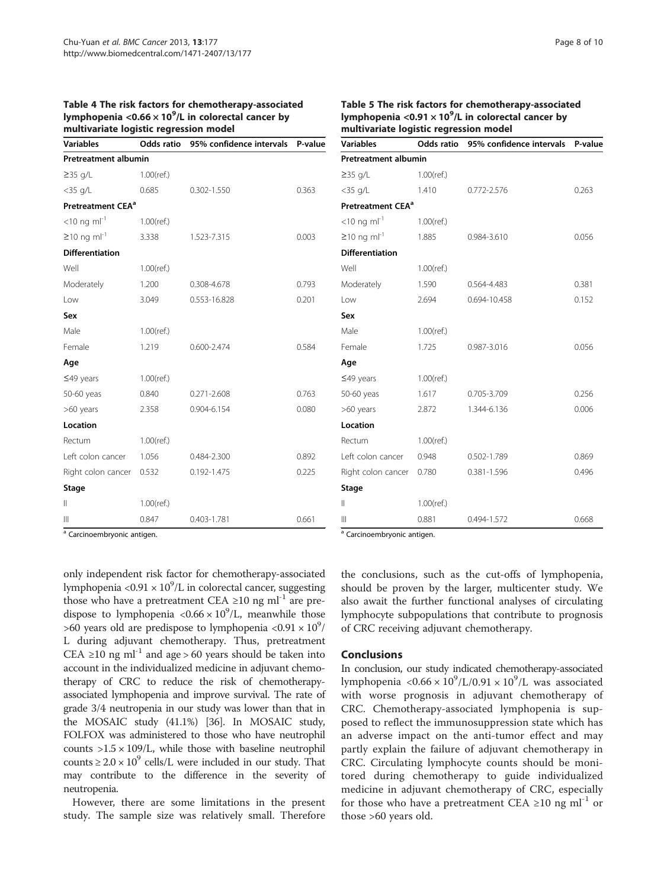**Table 4 The risk factors for chemotherapy-associated lymphopenia <$0.66 \times 10^9$/L in colorectal cancer by multivariate logistic regression model**

| Variables | Odds ratio | 95% confidence intervals | P-value |
|---|---|---|---|
| **Pretreatment albumin** | | | |
| ≥35 g/L | 1.00(ref.) | | |
| <35 g/L | 0.685 | 0.302-1.550 | 0.363 |
| **Pretreatment CEA[a]** | | | |
| <10 ng $ml^{-1}$ | 1.00(ref.) | | |
| ≥10 ng $ml^{-1}$ | 3.338 | 1.523-7.315 | 0.003 |
| **Differentiation** | | | |
| Well | 1.00(ref.) | | |
| Moderately | 1.200 | 0.308-4.678 | 0.793 |
| Low | 3.049 | 0.553-16.828 | 0.201 |
| **Sex** | | | |
| Male | 1.00(ref.) | | |
| Female | 1.219 | 0.600-2.474 | 0.584 |
| **Age** | | | |
| ≤49 years | 1.00(ref.) | | |
| 50-60 yeas | 0.840 | 0.271-2.608 | 0.763 |
| >60 years | 2.358 | 0.904-6.154 | 0.080 |
| **Location** | | | |
| Rectum | 1.00(ref.) | | |
| Left colon cancer | 1.056 | 0.484-2.300 | 0.892 |
| Right colon cancer | 0.532 | 0.192-1.475 | 0.225 |
| **Stage** | | | |
| II | 1.00(ref.) | | |
| III | 0.847 | 0.403-1.781 | 0.661 |

[a] Carcinoembryonic antigen.

**Table 5 The risk factors for chemotherapy-associated lymphopenia <$0.91 \times 10^9$/L in colorectal cancer by multivariate logistic regression model**

| Variables | Odds ratio | 95% confidence intervals | P-value |
|---|---|---|---|
| **Pretreatment albumin** | | | |
| ≥35 g/L | 1.00(ref.) | | |
| <35 g/L | 1.410 | 0.772-2.576 | 0.263 |
| **Pretreatment CEA[a]** | | | |
| <10 ng $ml^{-1}$ | 1.00(ref.) | | |
| ≥10 ng $ml^{-1}$ | 1.885 | 0.984-3.610 | 0.056 |
| **Differentiation** | | | |
| Well | 1.00(ref.) | | |
| Moderately | 1.590 | 0.564-4.483 | 0.381 |
| Low | 2.694 | 0.694-10.458 | 0.152 |
| **Sex** | | | |
| Male | 1.00(ref.) | | |
| Female | 1.725 | 0.987-3.016 | 0.056 |
| **Age** | | | |
| ≤49 years | 1.00(ref.) | | |
| 50-60 yeas | 1.617 | 0.705-3.709 | 0.256 |
| >60 years | 2.872 | 1.344-6.136 | 0.006 |
| **Location** | | | |
| Rectum | 1.00(ref.) | | |
| Left colon cancer | 0.948 | 0.502-1.789 | 0.869 |
| Right colon cancer | 0.780 | 0.381-1.596 | 0.496 |
| **Stage** | | | |
| II | 1.00(ref.) | | |
| III | 0.881 | 0.494-1.572 | 0.668 |

[a] Carcinoembryonic antigen.

only independent risk factor for chemotherapy-associated lymphopenia <$0.91 \times 10^9$/L in colorectal cancer, suggesting those who have a pretreatment CEA ≥10 ng $ml^{-1}$ are predispose to lymphopenia <$0.66 \times 10^9$/L, meanwhile those >60 years old are predispose to lymphopenia <$0.91 \times 10^9$/L during adjuvant chemotherapy. Thus, pretreatment CEA ≥10 ng $ml^{-1}$ and age > 60 years should be taken into account in the individualized medicine in adjuvant chemotherapy of CRC to reduce the risk of chemotherapy-associated lymphopenia and improve survival. The rate of grade 3/4 neutropenia in our study was lower than that in the MOSAIC study (41.1%) [36]. In MOSAIC study, FOLFOX was administered to those who have neutrophil counts >1.5 × 109/L, while those with baseline neutrophil counts ≥ $2.0 \times 10^9$ cells/L were included in our study. That may contribute to the difference in the severity of neutropenia.

However, there are some limitations in the present study. The sample size was relatively small. Therefore the conclusions, such as the cut-offs of lymphopenia, should be proven by the larger, multicenter study. We also await the further functional analyses of circulating lymphocyte subpopulations that contribute to prognosis of CRC receiving adjuvant chemotherapy.

## Conclusions

In conclusion, our study indicated chemotherapy-associated lymphopenia <$0.66 \times 10^9$/L/$0.91 \times 10^9$/L was associated with worse prognosis in adjuvant chemotherapy of CRC. Chemotherapy-associated lymphopenia is supposed to reflect the immunosuppression state which has an adverse impact on the anti-tumor effect and may partly explain the failure of adjuvant chemotherapy in CRC. Circulating lymphocyte counts should be monitored during chemotherapy to guide individualized medicine in adjuvant chemotherapy of CRC, especially for those who have a pretreatment CEA ≥10 ng $ml^{-1}$ or those >60 years old.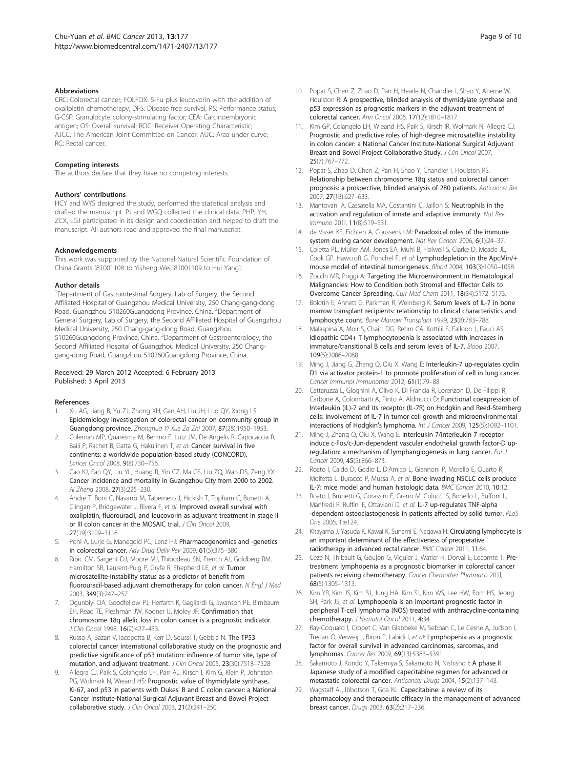### Abbreviations

CRC: Colorectal cancer; FOLFOX: 5-Fu plus leucovorin with the addition of oxaliplatin chemotherapy; DFS: Disease free survival; PS: Performance status; G-CSF: Granulocyte colony-stimulating factor; CEA: Carcinoembryonic antigen; OS: Overall survival; ROC: Receiver Operating Characteristic; AJCC: The American Joint Committee on Cancer; AUC: Area under curve; RC: Rectal cancer.

### Competing interests

The authors declare that they have no competing interests.

### Authors' contributions

HCY and WYS designed the study, performed the statistical analysis and drafted the manuscript. PJ and WGQ collected the clinical data. PHP, YH, ZCX, LGJ participated in its design and coordination and helped to draft the manuscript. All authors read and approved the final manuscript.

### Acknowledgements

This work was supported by the National Natural Scientific Foundation of China Grants [81001108 to Yisheng Wei, 81001109 to Hui Yang].

### Author details

[1]Department of Gastrointestinal Surgery, Lab of Surgery, the Second Affiliated Hospital of Guangzhou Medical University, 250 Chang-gang-dong Road, Guangzhou 510260Guangdong Province, China. [2]Department of General Surgery, Lab of Surgery, the Second Affiliated Hospital of Guangzhou Medical University, 250 Chang-gang-dong Road, Guangzhou 510260Guangdong Province, China. [3]Department of Gastroenterology, the Second Affiliated Hospital of Guangzhou Medical University, 250 Chang-gang-dong Road, Guangzhou 510260Guangdong Province, China.

Received: 29 March 2012 Accepted: 6 February 2013
Published: 3 April 2013

### References

1. Xu AG, Jiang B, Yu ZJ, Zhong XH, Gan AH, Liu JH, Luo QY, Xiong LS: **Epidemiology investigation of colorectal cancer on community group in Guangdong province.** *Zhonghua Yi Xue Za Zhi* 2007, **87**(28):1950–1953.
2. Coleman MP, Quaresma M, Berrino F, Lutz JM, De Angelis R, Capocaccia R, Baili P, Rachet B, Gatta G, Hakulinen T, *et al*: **Cancer survival in five continents: a worldwide population-based study (CONCORD).** *Lancet Oncol* 2008, **9**(8):730–756.
3. Cao KJ, Fan QY, Liu YL, Huang R, Yin CZ, Ma GS, Liu ZQ, Wan DS, Zeng YX: **Cancer incidence and mortality in Guangzhou City from 2000 to 2002.** *Ai Zheng* 2008, **27**(3):225–230.
4. Andre T, Boni C, Navarro M, Tabernero J, Hickish T, Topham C, Bonetti A, Clingan P, Bridgewater J, Rivera F, *et al*: **Improved overall survival with oxaliplatin, fluorouracil, and leucovorin as adjuvant treatment in stage II or III colon cancer in the MOSAIC trial.** *J Clin Oncol* 2009, **27**(19):3109–3116.
5. Pohl A, Lurje G, Manegold PC, Lenz HJ: **Pharmacogenomics and -genetics in colorectal cancer.** *Adv Drug Deliv Rev* 2009, **61**(5):375–380.
6. Ribic CM, Sargent DJ, Moore MJ, Thibodeau SN, French AJ, Goldberg RM, Hamilton SR, Laurent-Puig P, Gryfe R, Shepherd LE, *et al*: **Tumor microsatellite-instability status as a predictor of benefit from fluorouracil-based adjuvant chemotherapy for colon cancer.** *N Engl J Med* 2003, **349**(3):247–257.
7. Ogunbiyi OA, Goodfellow PJ, Herfarth K, Gagliardi G, Swanson PE, Birnbaum EH, Read TE, Fleshman JW, Kodner IJ, Moley JF: **Confirmation that chromosome 18q allelic loss in colon cancer is a prognostic indicator.** *J Clin Oncol* 1998, **16**(2):427–433.
8. Russo A, Bazan V, Iacopetta B, Kerr D, Soussi T, Gebbia N: **The TP53 colorectal cancer international collaborative study on the prognostic and predictive significance of p53 mutation: influence of tumor site, type of mutation, and adjuvant treatment.** *J Clin Oncol* 2005, **23**(30):7518–7528.
9. Allegra CJ, Paik S, Colangelo LH, Parr AL, Kirsch I, Kim G, Klein P, Johnston PG, Wolmark N, Wieand HS: **Prognostic value of thymidylate synthase, Ki-67, and p53 in patients with Dukes' B and C colon cancer: a National Cancer Institute-National Surgical Adjuvant Breast and Bowel Project collaborative study.** *J Clin Oncol* 2003, **21**(2):241–250.
10. Popat S, Chen Z, Zhao D, Pan H, Hearle N, Chandler I, Shao Y, Aherne W, Houlston R: **A prospective, blinded analysis of thymidylate synthase and p53 expression as prognostic markers in the adjuvant treatment of colorectal cancer.** *Ann Oncol* 2006, **17**(12):1810–1817.
11. Kim GP, Colangelo LH, Wieand HS, Paik S, Kirsch IR, Wolmark N, Allegra CJ: **Prognostic and predictive roles of high-degree microsatellite instability in colon cancer: a National Cancer Institute-National Surgical Adjuvant Breast and Bowel Project Collaborative Study.** *J Clin Oncol* 2007, **25**(7):767–772.
12. Popat S, Zhao D, Chen Z, Pan H, Shao Y, Chandler I, Houlston RS: **Relationship between chromosome 18q status and colorectal cancer prognosis: a prospective, blinded analysis of 280 patients.** *Anticancer Res* 2007, **27**(1B):627–633.
13. Mantovani A, Cassatella MA, Costantini C, Jaillon S: **Neutrophils in the activation and regulation of innate and adaptive immunity.** *Nat Rev Immuno* 201l, **11**(8):519–531.
14. de Visser KE, Eichten A, Coussens LM: **Paradoxical roles of the immune system during cancer development.** *Nat Rev Cancer* 2006, **6**(1):24–37.
15. Coletta PL, Muller AM, Jones EA, Muhl B, Holwell S, Clarke D, Meade JL, Cook GP, Hawcroft G, Ponchel F, *et al*: **Lymphodepletion in the ApcMin/+ mouse model of intestinal tumorigenesis.** *Blood* 2004, **103**(3):1050–1058.
16. Zocchi MR, Poggi A: **Targeting the Microenvironment in Hematological Malignancies: How to Condition both Stromal and Effector Cells to Overcome Cancer Spreading.** *Curr Med Chem* 2011, **18**(34):5172–5173.
17. Bolotin E, Annett G, Parkman R, Weinberg K: **Serum levels of IL-7 in bone marrow transplant recipients: relationship to clinical characteristics and lymphocyte count.** *Bone Marrow Transplant* 1999, **23**(8):783–788.
18. Malaspina A, Moir S, Chaitt DG, Rehm CA, Kottilil S, Falloon J, Fauci AS: **Idiopathic CD4+ T lymphocytopenia is associated with increases in immature/transitional B cells and serum levels of IL-7.** *Blood* 2007, **109**(5):2086–2088.
19. Ming J, Jiang G, Zhang Q, Qiu X, Wang E: **Interleukin-7 up-regulates cyclin D1 via activator protein-1 to promote proliferation of cell in lung cancer.** *Cancer Immunol Immunother* 2012, **61**(1):79–88.
20. Cattaruzza L, Gloghini A, Olivo K, Di Francia R, Lorenzon D, De Filippi R, Carbone A, Colombatti A, Pinto A, Aldinucci D: **Functional coexpression of Interleukin (IL)-7 and its receptor (IL-7R) on Hodgkin and Reed-Sternberg cells: Involvement of IL-7 in tumor cell growth and microenvironmental interactions of Hodgkin's lymphoma.** *Int J Cancer* 2009, **125**(5):1092–1101.
21. Ming J, Zhang Q, Qiu X, Wang E: **Interleukin 7/interleukin 7 receptor induce c-Fos/c-Jun-dependent vascular endothelial growth factor-D up-regulation: a mechanism of lymphangiogenesis in lung cancer.** *Eur J Cancer* 2009, **45**(5):866–873.
22. Roato I, Caldo D, Godio L, D'Amico L, Giannoni P, Morello E, Quarto R, Molfetta L, Buracco P, Mussa A, *et al*: **Bone invading NSCLC cells produce IL-7: mice model and human histologic data.** *BMC Cancer* 2010, **10**:12.
23. Roato I, Brunetti G, Gorassini E, Grano M, Colucci S, Bonello L, Buffoni L, Manfredi R, Ruffini E, Ottaviani D, *et al*: **IL-7 up-regulates TNF-alpha -dependent osteoclastogenesis in patients affected by solid tumor.** *PLoS One* 2006, **1**:e124.
24. Kitayama J, Yasuda K, Kawai K, Sunami E, Nagawa H: **Circulating lymphocyte is an important determinant of the effectiveness of preoperative radiotherapy in advanced rectal cancer.** *BMC Cancer* 2011, **11**:64.
25. Ceze N, Thibault G, Goujon G, Viguier J, Watier H, Dorval E, Lecomte T: **Pre-treatment lymphopenia as a prognostic biomarker in colorectal cancer patients receiving chemotherapy.** *Cancer Chemother Pharmaco* 201l, **68**(5):1305–1313.
26. Kim YR, Kim JS, Kim SJ, Jung HA, Kim SJ, Kim WS, Lee HW, Eom HS, Jeong SH, Park JS, *et al*: **Lymphopenia is an important prognostic factor in peripheral T-cell lymphoma (NOS) treated with anthracycline-containing chemotherapy.** *J Hematol Oncol* 2011, **4**:34.
27. Ray-Coquard I, Cropet C, Van Glabbeke M, Sebban C, Le Cesne A, Judson I, Tredan O, Verweij J, Biron P, Labidi I, *et al*: **Lymphopenia as a prognostic factor for overall survival in advanced carcinomas, sarcomas, and lymphomas.** *Cancer Res* 2009, **69**(13):5383–5391.
28. Sakamoto J, Kondo Y, Takemiya S, Sakamoto N, Nishisho I: **A phase II Japanese study of a modified capecitabine regimen for advanced or metastatic colorectal cancer.** *Anticancer Drugs* 2004, **15**(2):137–143.
29. Wagstaff AJ, Ibbotson T, Goa KL: **Capecitabine: a review of its pharmacology and therapeutic efficacy in the management of advanced breast cancer.** *Drugs* 2003, **63**(2):217–236.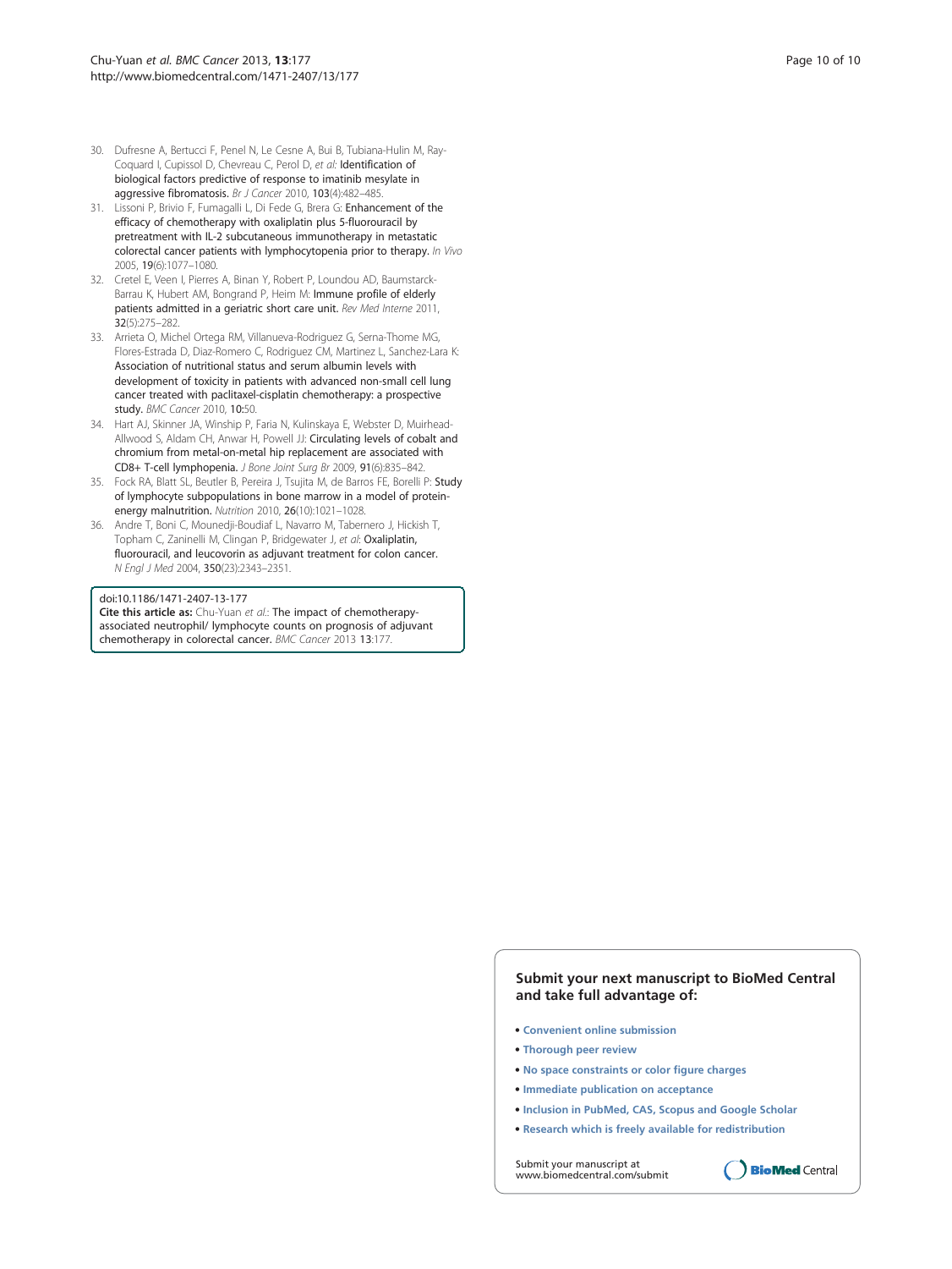30. Dufresne A, Bertucci F, Penel N, Le Cesne A, Bui B, Tubiana-Hulin M, Ray-Coquard I, Cupissol D, Chevreau C, Perol D, *et al*: **Identification of biological factors predictive of response to imatinib mesylate in aggressive fibromatosis.** *Br J Cancer* 2010, **103**(4):482–485.
31. Lissoni P, Brivio F, Fumagalli L, Di Fede G, Brera G: **Enhancement of the efficacy of chemotherapy with oxaliplatin plus 5-fluorouracil by pretreatment with IL-2 subcutaneous immunotherapy in metastatic colorectal cancer patients with lymphocytopenia prior to therapy.** *In Vivo* 2005, **19**(6):1077–1080.
32. Cretel E, Veen I, Pierres A, Binan Y, Robert P, Loundou AD, Baumstarck-Barrau K, Hubert AM, Bongrand P, Heim M: **Immune profile of elderly patients admitted in a geriatric short care unit.** *Rev Med Interne* 2011, **32**(5):275–282.
33. Arrieta O, Michel Ortega RM, Villanueva-Rodriguez G, Serna-Thome MG, Flores-Estrada D, Diaz-Romero C, Rodriguez CM, Martinez L, Sanchez-Lara K: **Association of nutritional status and serum albumin levels with development of toxicity in patients with advanced non-small cell lung cancer treated with paclitaxel-cisplatin chemotherapy: a prospective study.** *BMC Cancer* 2010, **10**:50.
34. Hart AJ, Skinner JA, Winship P, Faria N, Kulinskaya E, Webster D, Muirhead-Allwood S, Aldam CH, Anwar H, Powell JJ: **Circulating levels of cobalt and chromium from metal-on-metal hip replacement are associated with CD8+ T-cell lymphopenia.** *J Bone Joint Surg Br* 2009, **91**(6):835–842.
35. Fock RA, Blatt SL, Beutler B, Pereira J, Tsujita M, de Barros FE, Borelli P: **Study of lymphocyte subpopulations in bone marrow in a model of protein-energy malnutrition.** *Nutrition* 2010, **26**(10):1021–1028.
36. Andre T, Boni C, Mounedji-Boudiaf L, Navarro M, Tabernero J, Hickish T, Topham C, Zaninelli M, Clingan P, Bridgewater J, *et al*: **Oxaliplatin, fluorouracil, and leucovorin as adjuvant treatment for colon cancer.** *N Engl J Med* 2004, **350**(23):2343–2351.

doi:10.1186/1471-2407-13-177

**Cite this article as:** Chu-Yuan *et al.*: The impact of chemotherapy-associated neutrophil/ lymphocyte counts on prognosis of adjuvant chemotherapy in colorectal cancer. *BMC Cancer* 2013 **13**:177.

**Submit your next manuscript to BioMed Central and take full advantage of:**

- **Convenient online submission**
- **Thorough peer review**
- **No space constraints or color figure charges**
- **Immediate publication on acceptance**
- **Inclusion in PubMed, CAS, Scopus and Google Scholar**
- **Research which is freely available for redistribution**

Submit your manuscript at
www.biomedcentral.com/submit

BioMed Central